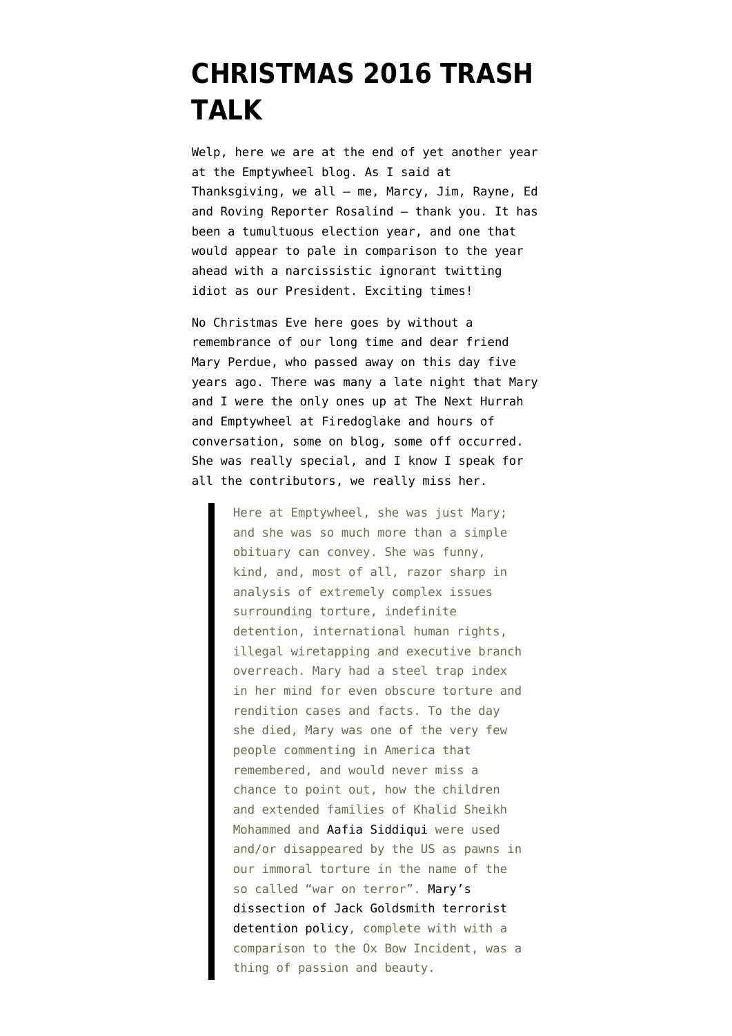# CHRISTMAS 2016 TRASH TALK

Welp, here we are at the end of yet another year at the Emptywheel blog. As I said at Thanksgiving, we all — me, Marcy, Jim, Rayne, Ed and Roving Reporter Rosalind — thank you. It has been a tumultuous election year, and one that would appear to pale in comparison to the year ahead with a narcissistic ignorant twitting idiot as our President. Exciting times!

No Christmas Eve here goes by without a remembrance of our long time and dear friend Mary Perdue, who passed away on this day five years ago. There was many a late night that Mary and I were the only ones up at The Next Hurrah and Emptywheel at Firedoglake and hours of conversation, some on blog, some off occurred. She was really special, and I know I speak for all the contributors, we really miss her.

> Here at Emptywheel, she was just Mary; and she was so much more than a simple obituary can convey. She was funny, kind, and, most of all, razor sharp in analysis of extremely complex issues surrounding torture, indefinite detention, international human rights, illegal wiretapping and executive branch overreach. Mary had a steel trap index in her mind for even obscure torture and rendition cases and facts. To the day she died, Mary was one of the very few people commenting in America that remembered, and would never miss a chance to point out, how the children and extended families of Khalid Sheikh Mohammed and Aafia Siddiqui were used and/or disappeared by the US as pawns in our immoral torture in the name of the so called "war on terror". Mary's dissection of Jack Goldsmith terrorist detention policy, complete with with a comparison to the Ox Bow Incident, was a thing of passion and beauty.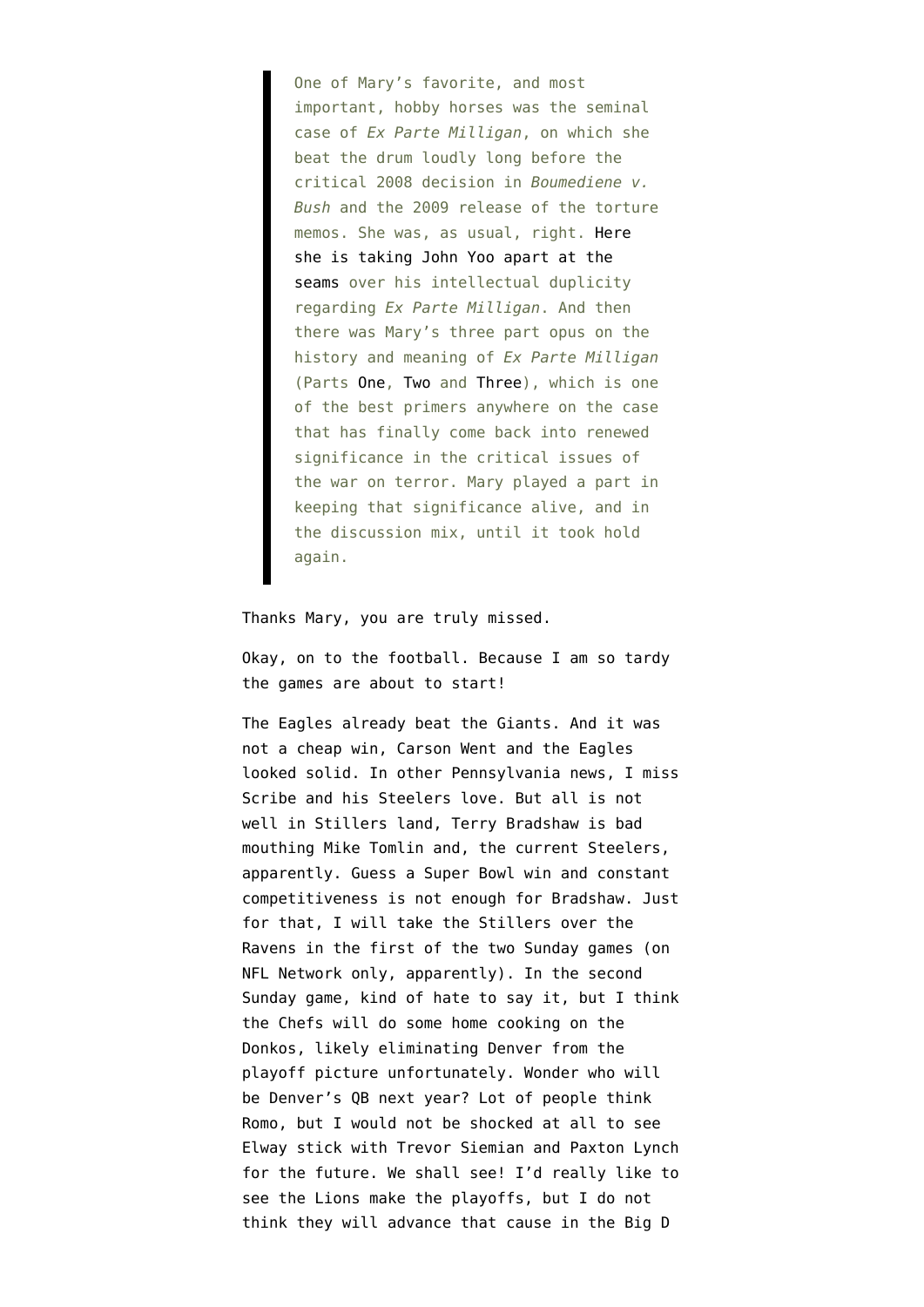> One of Mary's favorite, and most important, hobby horses was the seminal case of *Ex Parte Milligan*, on which she beat the drum loudly long before the critical 2008 decision in *Boumediene v. Bush* and the 2009 release of the torture memos. She was, as usual, right. Here she is taking John Yoo apart at the seams over his intellectual duplicity regarding *Ex Parte Milligan*. And then there was Mary's three part opus on the history and meaning of *Ex Parte Milligan* (Parts One, Two and Three), which is one of the best primers anywhere on the case that has finally come back into renewed significance in the critical issues of the war on terror. Mary played a part in keeping that significance alive, and in the discussion mix, until it took hold again.

Thanks Mary, you are truly missed.

Okay, on to the football. Because I am so tardy the games are about to start!

The Eagles already beat the Giants. And it was not a cheap win, Carson Went and the Eagles looked solid. In other Pennsylvania news, I miss Scribe and his Steelers love. But all is not well in Stillers land, Terry Bradshaw is bad mouthing Mike Tomlin and, the current Steelers, apparently. Guess a Super Bowl win and constant competitiveness is not enough for Bradshaw. Just for that, I will take the Stillers over the Ravens in the first of the two Sunday games (on NFL Network only, apparently). In the second Sunday game, kind of hate to say it, but I think the Chefs will do some home cooking on the Donkos, likely eliminating Denver from the playoff picture unfortunately. Wonder who will be Denver's QB next year? Lot of people think Romo, but I would not be shocked at all to see Elway stick with Trevor Siemian and Paxton Lynch for the future. We shall see! I'd really like to see the Lions make the playoffs, but I do not think they will advance that cause in the Big D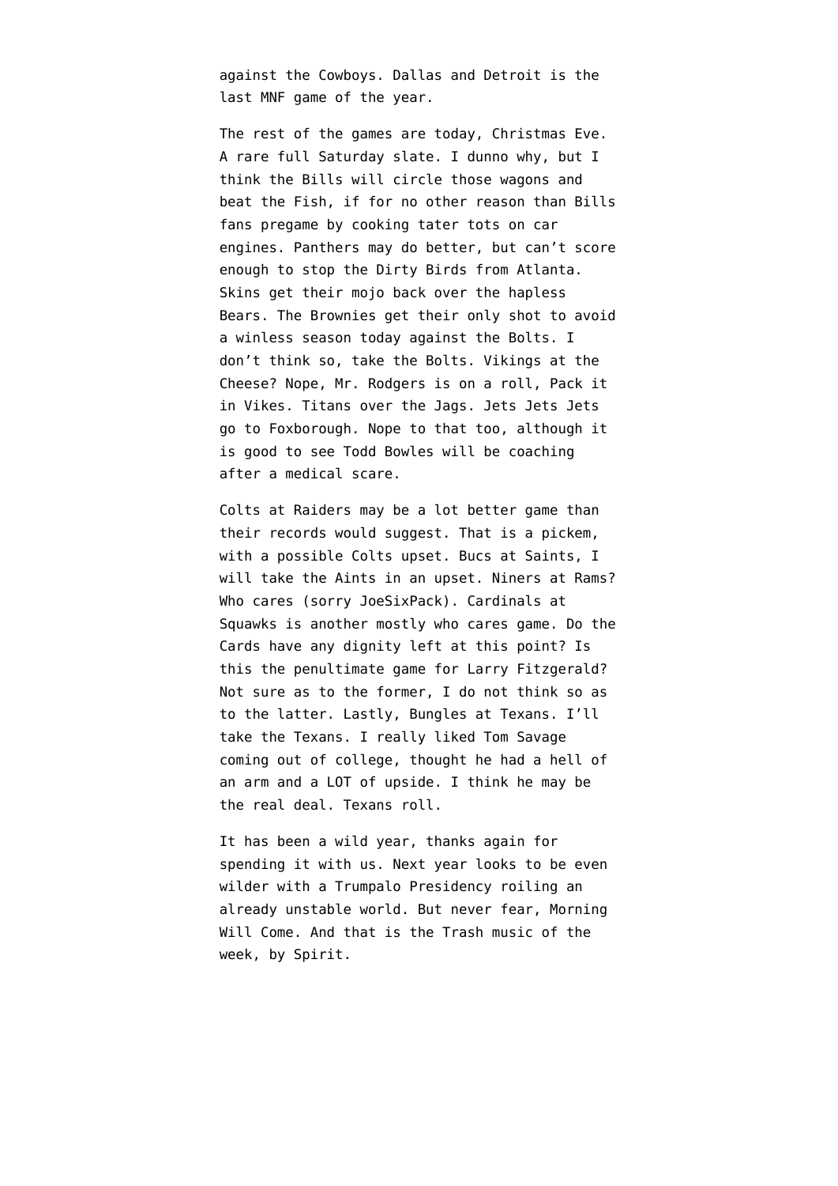against the Cowboys. Dallas and Detroit is the last MNF game of the year.

The rest of the games are today, Christmas Eve. A rare full Saturday slate. I dunno why, but I think the Bills will circle those wagons and beat the Fish, if for no other reason than Bills fans pregame by cooking tater tots on car engines. Panthers may do better, but can't score enough to stop the Dirty Birds from Atlanta. Skins get their mojo back over the hapless Bears. The Brownies get their only shot to avoid a winless season today against the Bolts. I don't think so, take the Bolts. Vikings at the Cheese? Nope, Mr. Rodgers is on a roll, Pack it in Vikes. Titans over the Jags. Jets Jets Jets go to Foxborough. Nope to that too, although it is good to see Todd Bowles will be coaching after a medical scare.

Colts at Raiders may be a lot better game than their records would suggest. That is a pickem, with a possible Colts upset. Bucs at Saints, I will take the Aints in an upset. Niners at Rams? Who cares (sorry JoeSixPack). Cardinals at Squawks is another mostly who cares game. Do the Cards have any dignity left at this point? Is this the penultimate game for Larry Fitzgerald? Not sure as to the former, I do not think so as to the latter. Lastly, Bungles at Texans. I'll take the Texans. I really liked Tom Savage coming out of college, thought he had a hell of an arm and a LOT of upside. I think he may be the real deal. Texans roll.

It has been a wild year, thanks again for spending it with us. Next year looks to be even wilder with a Trumpalo Presidency roiling an already unstable world. But never fear, Morning Will Come. And that is the Trash music of the week, by Spirit.